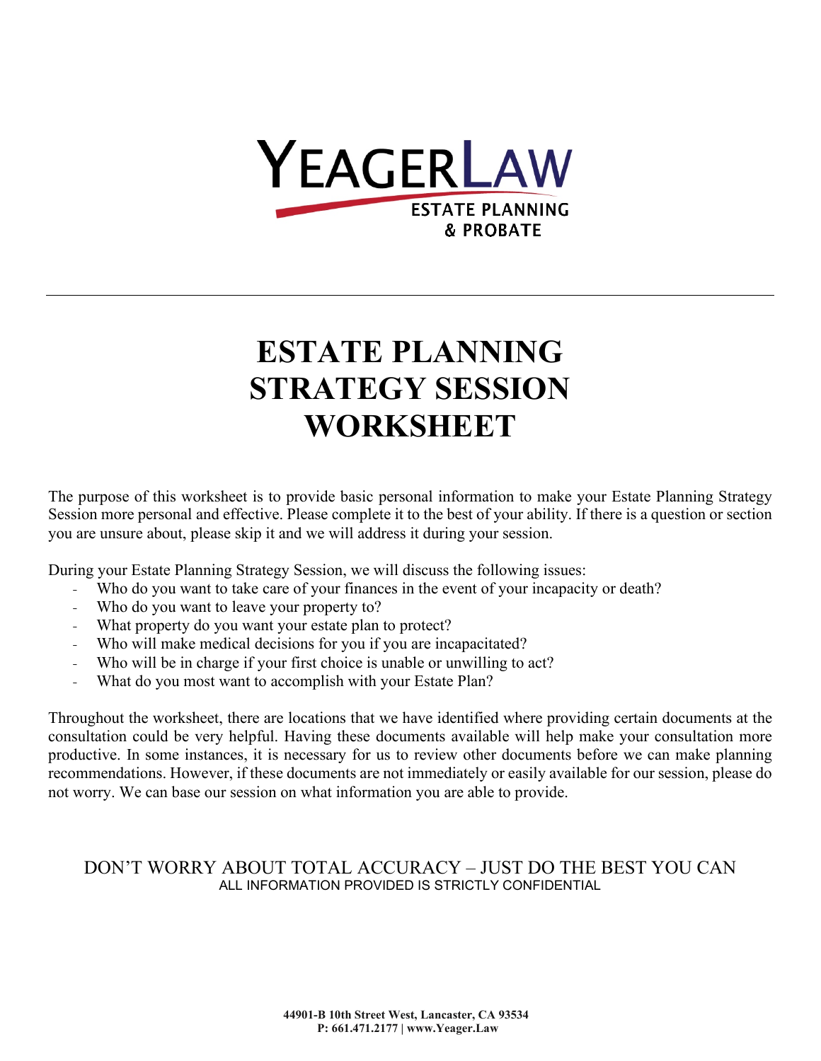YEAGERLAW
ESTATE PLANNING
& PROBATE

---

# ESTATE PLANNING STRATEGY SESSION WORKSHEET

The purpose of this worksheet is to provide basic personal information to make your Estate Planning Strategy Session more personal and effective. Please complete it to the best of your ability. If there is a question or section you are unsure about, please skip it and we will address it during your session.

During your Estate Planning Strategy Session, we will discuss the following issues:

- Who do you want to take care of your finances in the event of your incapacity or death?
- Who do you want to leave your property to?
- What property do you want your estate plan to protect?
- Who will make medical decisions for you if you are incapacitated?
- Who will be in charge if your first choice is unable or unwilling to act?
- What do you most want to accomplish with your Estate Plan?

Throughout the worksheet, there are locations that we have identified where providing certain documents at the consultation could be very helpful. Having these documents available will help make your consultation more productive. In some instances, it is necessary for us to review other documents before we can make planning recommendations. However, if these documents are not immediately or easily available for our session, please do not worry. We can base our session on what information you are able to provide.

DON'T WORRY ABOUT TOTAL ACCURACY – JUST DO THE BEST YOU CAN

ALL INFORMATION PROVIDED IS STRICTLY CONFIDENTIAL

**44901-B 10th Street West, Lancaster, CA 93534**
**P: 661.471.2177 | www.Yeager.Law**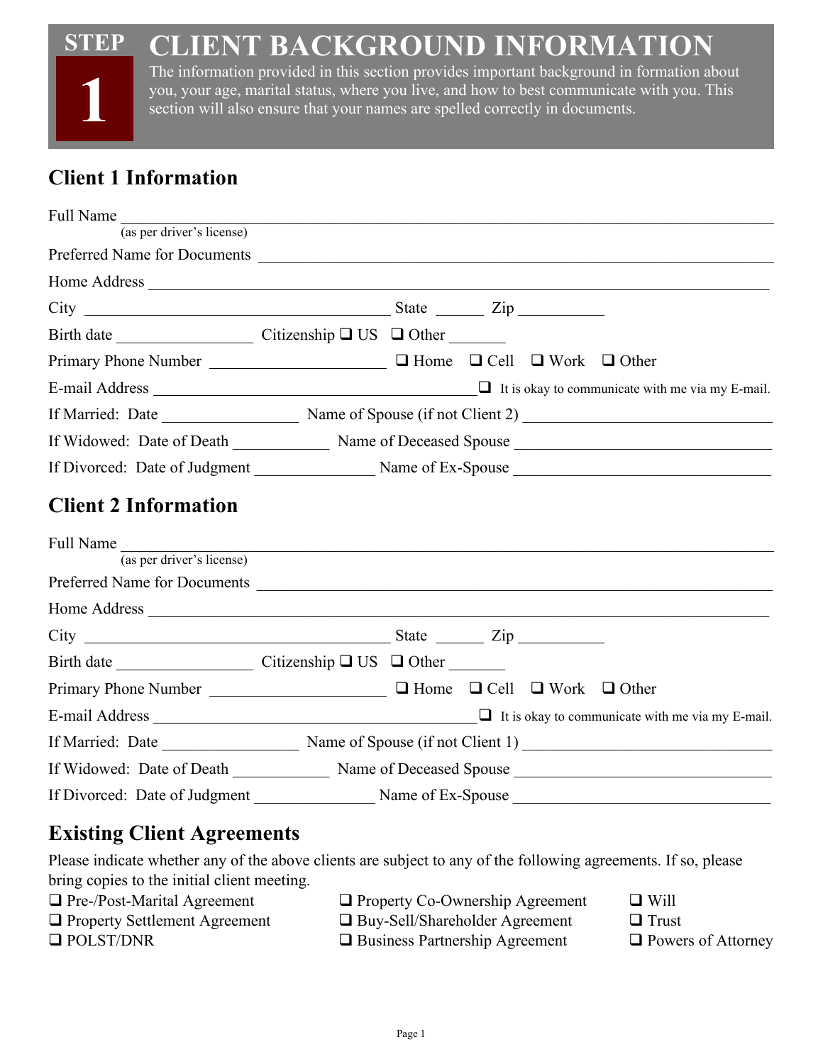# STEP 1 CLIENT BACKGROUND INFORMATION

The information provided in this section provides important background in formation about you, your age, marital status, where you live, and how to best communicate with you. This section will also ensure that your names are spelled correctly in documents.

## Client 1 Information

Full Name ______________________________________________
(as per driver's license)

Preferred Name for Documents ______________________________________________

Home Address ______________________________________________

City ______________________ State ______ Zip __________

Birth date ______________ Citizenship ❑ US ❑ Other _______

Primary Phone Number ____________________ ❑ Home ❑ Cell ❑ Work ❑ Other

E-mail Address ______________________________ ❑ It is okay to communicate with me via my E-mail.

If Married: Date ______________ Name of Spouse (if not Client 2) ______________________

If Widowed: Date of Death ___________ Name of Deceased Spouse ______________________

If Divorced: Date of Judgment ____________ Name of Ex-Spouse ______________________

## Client 2 Information

Full Name ______________________________________________
(as per driver's license)

Preferred Name for Documents ______________________________________________

Home Address ______________________________________________

City ______________________ State ______ Zip __________

Birth date ______________ Citizenship ❑ US ❑ Other _______

Primary Phone Number ____________________ ❑ Home ❑ Cell ❑ Work ❑ Other

E-mail Address ______________________________ ❑ It is okay to communicate with me via my E-mail.

If Married: Date ______________ Name of Spouse (if not Client 1) ______________________

If Widowed: Date of Death ___________ Name of Deceased Spouse ______________________

If Divorced: Date of Judgment ____________ Name of Ex-Spouse ______________________

## Existing Client Agreements

Please indicate whether any of the above clients are subject to any of the following agreements. If so, please bring copies to the initial client meeting.

❑ Pre-/Post-Marital Agreement
❑ Property Settlement Agreement
❑ POLST/DNR
❑ Property Co-Ownership Agreement
❑ Buy-Sell/Shareholder Agreement
❑ Business Partnership Agreement
❑ Will
❑ Trust
❑ Powers of Attorney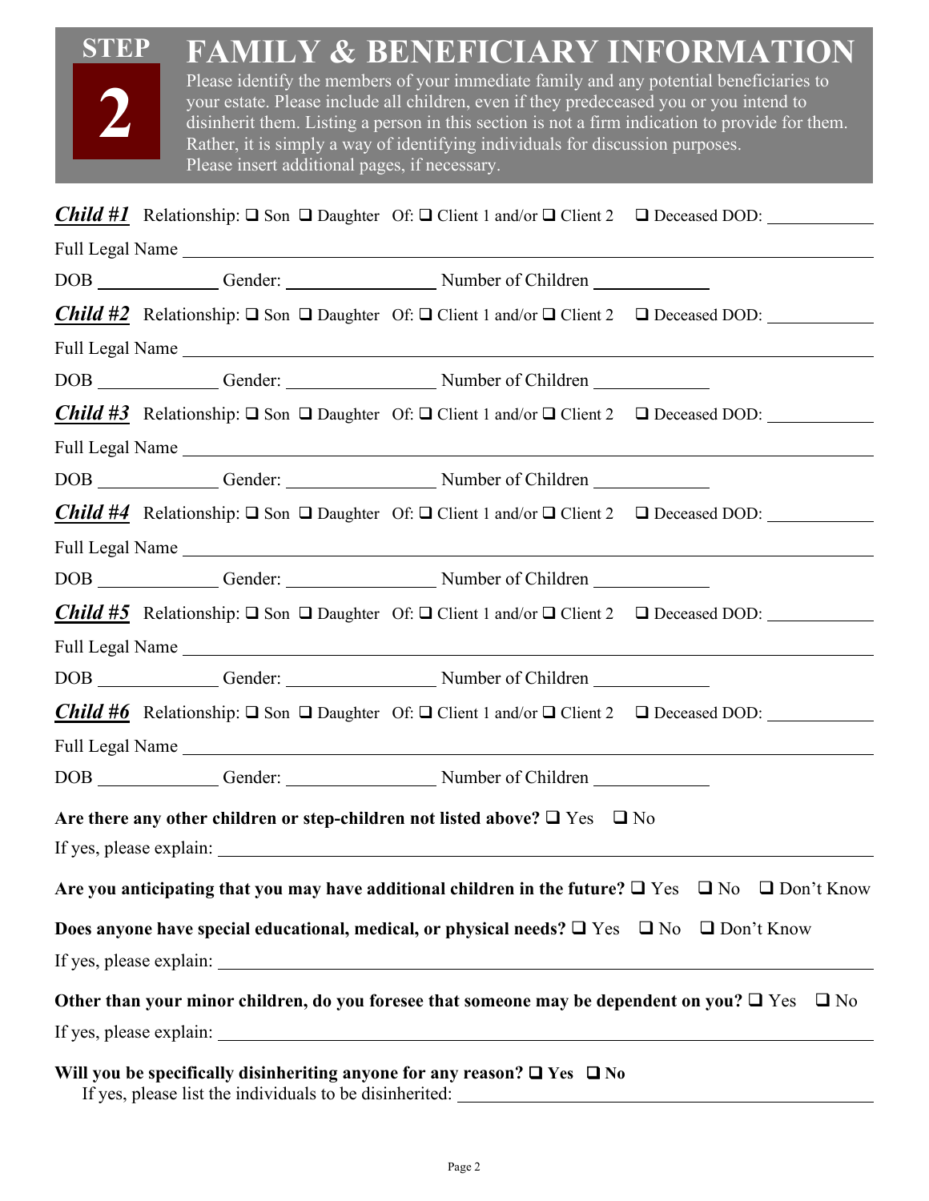# STEP 2 FAMILY & BENEFICIARY INFORMATION

Please identify the members of your immediate family and any potential beneficiaries to your estate. Please include all children, even if they predeceased you or you intend to disinherit them. Listing a person in this section is not a firm indication to provide for them. Rather, it is simply a way of identifying individuals for discussion purposes. Please insert additional pages, if necessary.

***Child #1*** Relationship: ❑ Son ❑ Daughter Of: ❑ Client 1 and/or ❑ Client 2 ❑ Deceased DOD: ____________

Full Legal Name ______________________________________________________________

DOB _____________ Gender: ________________ Number of Children ____________

***Child #2*** Relationship: ❑ Son ❑ Daughter Of: ❑ Client 1 and/or ❑ Client 2 ❑ Deceased DOD: ____________

Full Legal Name ______________________________________________________________

DOB _____________ Gender: ________________ Number of Children ____________

***Child #3*** Relationship: ❑ Son ❑ Daughter Of: ❑ Client 1 and/or ❑ Client 2 ❑ Deceased DOD: ____________

Full Legal Name ______________________________________________________________

DOB _____________ Gender: ________________ Number of Children ____________

***Child #4*** Relationship: ❑ Son ❑ Daughter Of: ❑ Client 1 and/or ❑ Client 2 ❑ Deceased DOD: ____________

Full Legal Name ______________________________________________________________

DOB _____________ Gender: ________________ Number of Children ____________

***Child #5*** Relationship: ❑ Son ❑ Daughter Of: ❑ Client 1 and/or ❑ Client 2 ❑ Deceased DOD: ____________

Full Legal Name ______________________________________________________________

DOB _____________ Gender: ________________ Number of Children ____________

***Child #6*** Relationship: ❑ Son ❑ Daughter Of: ❑ Client 1 and/or ❑ Client 2 ❑ Deceased DOD: ____________

Full Legal Name ______________________________________________________________

DOB _____________ Gender: ________________ Number of Children ____________

**Are there any other children or step-children not listed above?** ❑ Yes ❑ No

If yes, please explain: ______________________________________________________________

**Are you anticipating that you may have additional children in the future?** ❑ Yes ❑ No ❑ Don't Know

**Does anyone have special educational, medical, or physical needs?** ❑ Yes ❑ No ❑ Don't Know

If yes, please explain: ______________________________________________________________

**Other than your minor children, do you foresee that someone may be dependent on you?** ❑ Yes ❑ No

If yes, please explain: ______________________________________________________________

**Will you be specifically disinheriting anyone for any reason? ❑ Yes ❑ No**

If yes, please list the individuals to be disinherited: ______________________________________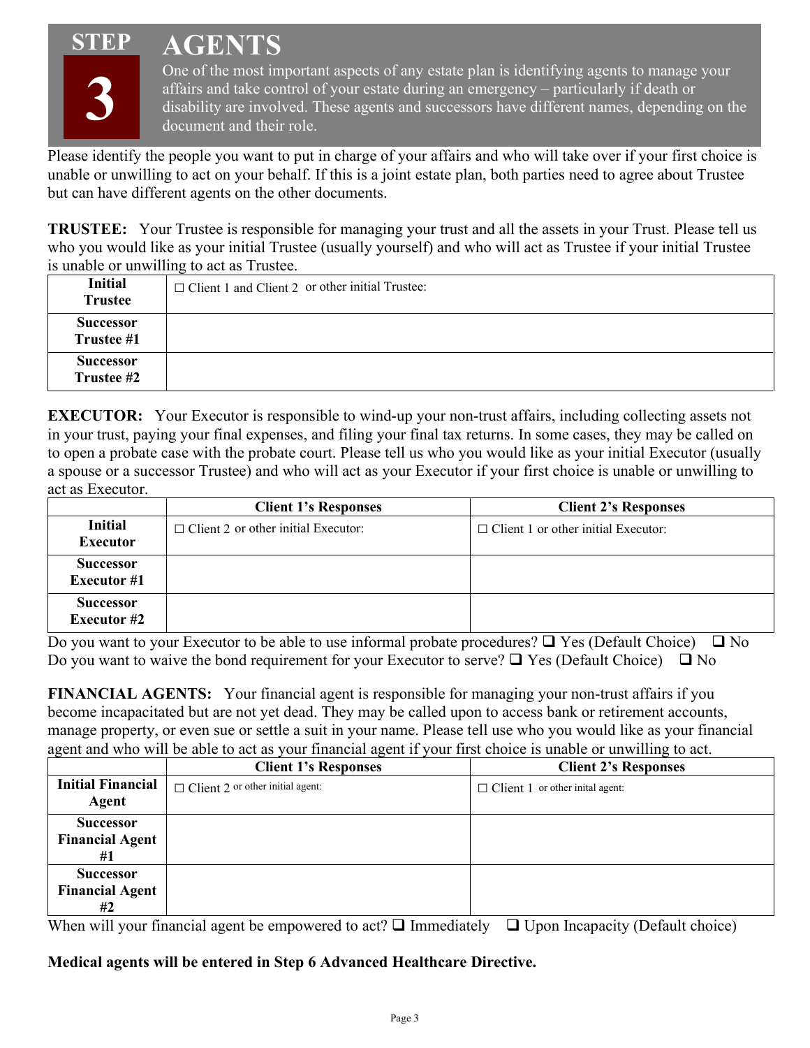# STEP 3 AGENTS

One of the most important aspects of any estate plan is identifying agents to manage your affairs and take control of your estate during an emergency – particularly if death or disability are involved. These agents and successors have different names, depending on the document and their role.

Please identify the people you want to put in charge of your affairs and who will take over if your first choice is unable or unwilling to act on your behalf. If this is a joint estate plan, both parties need to agree about Trustee but can have different agents on the other documents.

**TRUSTEE:** Your Trustee is responsible for managing your trust and all the assets in your Trust. Please tell us who you would like as your initial Trustee (usually yourself) and who will act as Trustee if your initial Trustee is unable or unwilling to act as Trustee.

| | |
|---|---|
| **Initial Trustee** | ☐ Client 1 and Client 2 or other initial Trustee: |
| **Successor Trustee #1** | |
| **Successor Trustee #2** | |

**EXECUTOR:** Your Executor is responsible to wind-up your non-trust affairs, including collecting assets not in your trust, paying your final expenses, and filing your final tax returns. In some cases, they may be called on to open a probate case with the probate court. Please tell us who you would like as your initial Executor (usually a spouse or a successor Trustee) and who will act as your Executor if your first choice is unable or unwilling to act as Executor.

| | Client 1's Responses | Client 2's Responses |
|---|---|---|
| **Initial Executor** | ☐ Client 2 or other initial Executor: | ☐ Client 1 or other initial Executor: |
| **Successor Executor #1** | | |
| **Successor Executor #2** | | |

Do you want to your Executor to be able to use informal probate procedures? ❑ Yes (Default Choice) ❑ No

Do you want to waive the bond requirement for your Executor to serve? ❑ Yes (Default Choice) ❑ No

**FINANCIAL AGENTS:** Your financial agent is responsible for managing your non-trust affairs if you become incapacitated but are not yet dead. They may be called upon to access bank or retirement accounts, manage property, or even sue or settle a suit in your name. Please tell use who you would like as your financial agent and who will be able to act as your financial agent if your first choice is unable or unwilling to act.

| | Client 1's Responses | Client 2's Responses |
|---|---|---|
| **Initial Financial Agent** | ☐ Client 2 or other initial agent: | ☐ Client 1 or other inital agent: |
| **Successor Financial Agent #1** | | |
| **Successor Financial Agent #2** | | |

When will your financial agent be empowered to act? ❑ Immediately ❑ Upon Incapacity (Default choice)

**Medical agents will be entered in Step 6 Advanced Healthcare Directive.**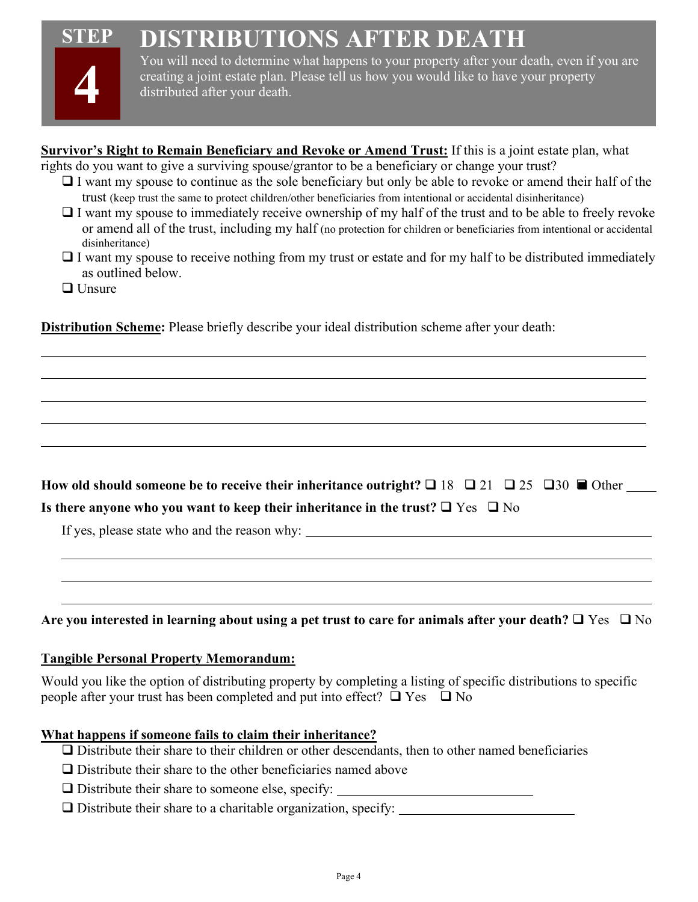# STEP 4 — DISTRIBUTIONS AFTER DEATH

You will need to determine what happens to your property after your death, even if you are creating a joint estate plan. Please tell us how you would like to have your property distributed after your death.

**<u>Survivor's Right to Remain Beneficiary and Revoke or Amend Trust:</u>** If this is a joint estate plan, what rights do you want to give a surviving spouse/grantor to be a beneficiary or change your trust?

- ☐ I want my spouse to continue as the sole beneficiary but only be able to revoke or amend their half of the trust (keep trust the same to protect children/other beneficiaries from intentional or accidental disinheritance)
- ☐ I want my spouse to immediately receive ownership of my half of the trust and to be able to freely revoke or amend all of the trust, including my half (no protection for children or beneficiaries from intentional or accidental disinheritance)
- ☐ I want my spouse to receive nothing from my trust or estate and for my half to be distributed immediately as outlined below.
- ☐ Unsure

**<u>Distribution Scheme</u>:** Please briefly describe your ideal distribution scheme after your death:

______________________________________________________________________

______________________________________________________________________

______________________________________________________________________

______________________________________________________________________

______________________________________________________________________

**How old should someone be to receive their inheritance outright?** ☐ 18 ☐ 21 ☐ 25 ☐ 30 ■ Other ____

**Is there anyone who you want to keep their inheritance in the trust?** ☐ Yes ☐ No

If yes, please state who and the reason why: ______________________________________________

______________________________________________________________________

______________________________________________________________________

______________________________________________________________________

**Are you interested in learning about using a pet trust to care for animals after your death?** ☐ Yes ☐ No

**<u>Tangible Personal Property Memorandum:</u>**

Would you like the option of distributing property by completing a listing of specific distributions to specific people after your trust has been completed and put into effect? ☐ Yes ☐ No

**<u>What happens if someone fails to claim their inheritance?</u>**

- ☐ Distribute their share to their children or other descendants, then to other named beneficiaries
- ☐ Distribute their share to the other beneficiaries named above
- ☐ Distribute their share to someone else, specify: ______________________________
- ☐ Distribute their share to a charitable organization, specify: ____________________________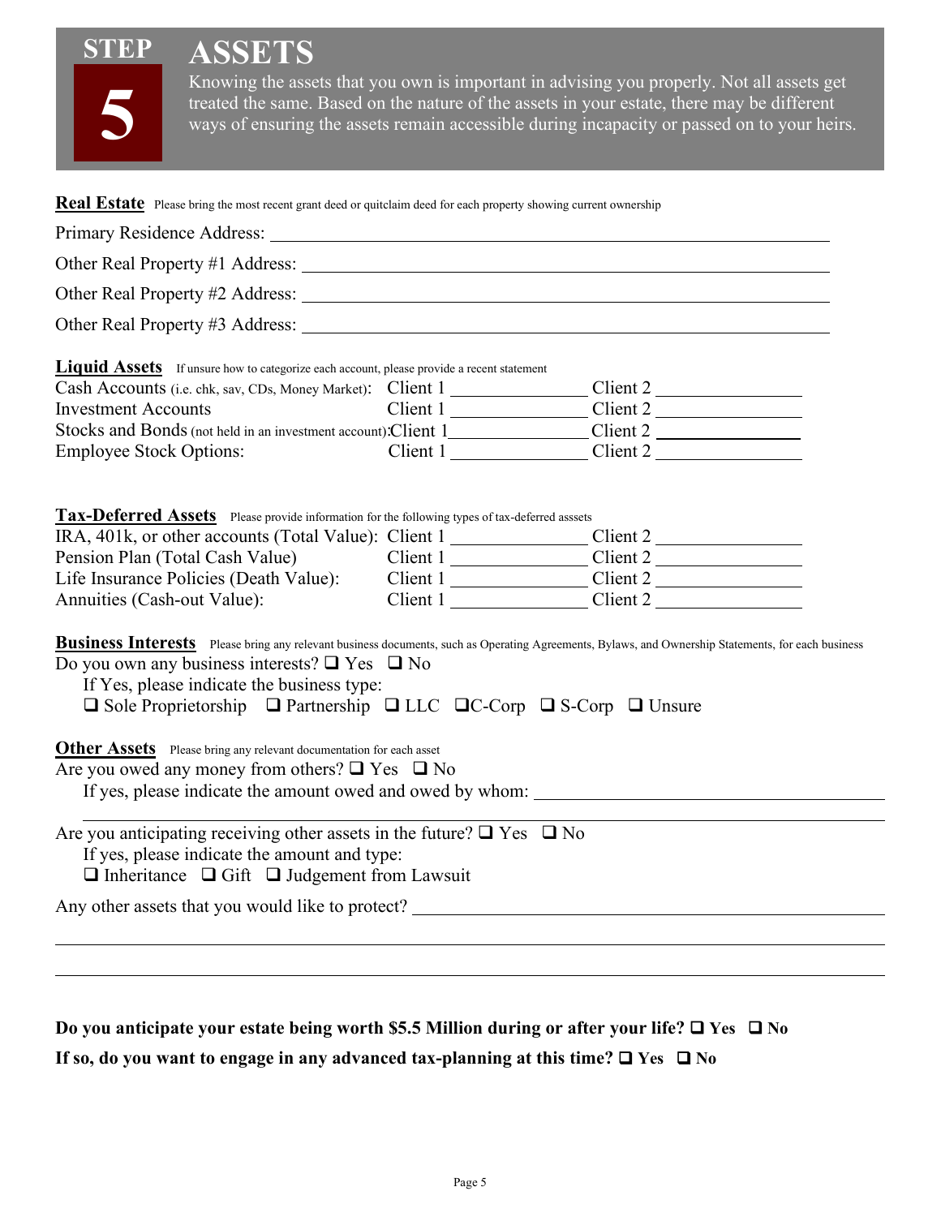# STEP 5 ASSETS

Knowing the assets that you own is important in advising you properly. Not all assets get treated the same. Based on the nature of the assets in your estate, there may be different ways of ensuring the assets remain accessible during incapacity or passed on to your heirs.

**Real Estate** Please bring the most recent grant deed or quitclaim deed for each property showing current ownership

Primary Residence Address: ___________________________________________

Other Real Property #1 Address: ___________________________________________

Other Real Property #2 Address: ___________________________________________

Other Real Property #3 Address: ___________________________________________

**Liquid Assets** If unsure how to categorize each account, please provide a recent statement

| | | |
|---|---|---|
| Cash Accounts (i.e. chk, sav, CDs, Money Market): | Client 1 ____________ | Client 2 ____________ |
| Investment Accounts | Client 1 ____________ | Client 2 ____________ |
| Stocks and Bonds (not held in an investment account): | Client 1 ____________ | Client 2 ____________ |
| Employee Stock Options: | Client 1 ____________ | Client 2 ____________ |

**Tax-Deferred Assets** Please provide information for the following types of tax-deferred asssets

| | | |
|---|---|---|
| IRA, 401k, or other accounts (Total Value): | Client 1 ____________ | Client 2 ____________ |
| Pension Plan (Total Cash Value) | Client 1 ____________ | Client 2 ____________ |
| Life Insurance Policies (Death Value): | Client 1 ____________ | Client 2 ____________ |
| Annuities (Cash-out Value): | Client 1 ____________ | Client 2 ____________ |

**Business Interests** Please bring any relevant business documents, such as Operating Agreements, Bylaws, and Ownership Statements, for each business

Do you own any business interests? ❑ Yes ❑ No

If Yes, please indicate the business type:

❑ Sole Proprietorship ❑ Partnership ❑ LLC ❑ C-Corp ❑ S-Corp ❑ Unsure

**Other Assets** Please bring any relevant documentation for each asset

Are you owed any money from others? ❑ Yes ❑ No

If yes, please indicate the amount owed and owed by whom: ___________________________________________

___________________________________________

Are you anticipating receiving other assets in the future? ❑ Yes ❑ No

If yes, please indicate the amount and type:

❑ Inheritance ❑ Gift ❑ Judgement from Lawsuit

Any other assets that you would like to protect? ___________________________________________

___________________________________________

___________________________________________

**Do you anticipate your estate being worth $5.5 Million during or after your life? ❑ Yes ❑ No**

**If so, do you want to engage in any advanced tax-planning at this time? ❑ Yes ❑ No**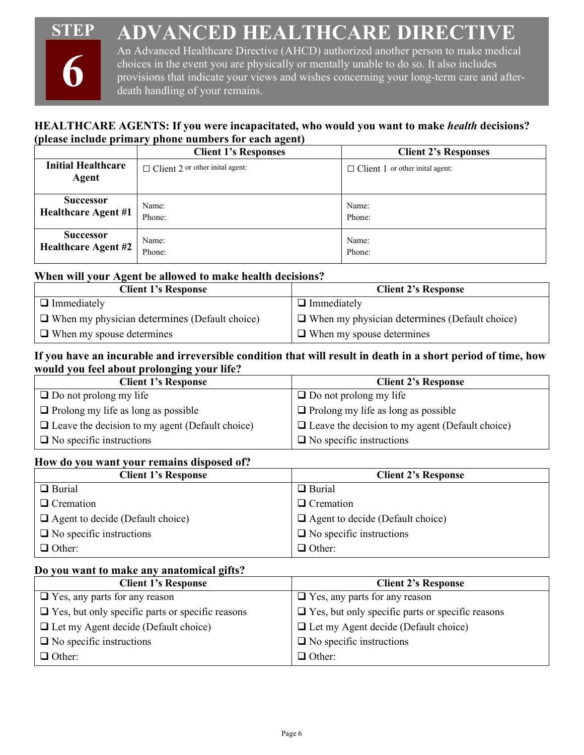# STEP 6 ADVANCED HEALTHCARE DIRECTIVE

An Advanced Healthcare Directive (AHCD) authorized another person to make medical choices in the event you are physically or mentally unable to do so. It also includes provisions that indicate your views and wishes concerning your long-term care and after-death handling of your remains.

**HEALTHCARE AGENTS: If you were incapacitated, who would you want to make *health* decisions? (please include primary phone numbers for each agent)**

| | Client 1's Responses | Client 2's Responses |
|---|---|---|
| **Initial Healthcare Agent** | ☐ Client 2 or other inital agent: | ☐ Client 1 or other inital agent: |
| **Successor Healthcare Agent #1** | Name:<br>Phone: | Name:<br>Phone: |
| **Successor Healthcare Agent #2** | Name:<br>Phone: | Name:<br>Phone: |

**When will your Agent be allowed to make health decisions?**

| Client 1's Response | Client 2's Response |
|---|---|
| ❑ Immediately | ❑ Immediately |
| ❑ When my physician determines (Default choice) | ❑ When my physician determines (Default choice) |
| ❑ When my spouse determines | ❑ When my spouse determines |

**If you have an incurable and irreversible condition that will result in death in a short period of time, how would you feel about prolonging your life?**

| Client 1's Response | Client 2's Response |
|---|---|
| ❑ Do not prolong my life | ❑ Do not prolong my life |
| ❑ Prolong my life as long as possible | ❑ Prolong my life as long as possible |
| ❑ Leave the decision to my agent (Default choice) | ❑ Leave the decision to my agent (Default choice) |
| ❑ No specific instructions | ❑ No specific instructions |

**How do you want your remains disposed of?**

| Client 1's Response | Client 2's Response |
|---|---|
| ❑ Burial | ❑ Burial |
| ❑ Cremation | ❑ Cremation |
| ❑ Agent to decide (Default choice) | ❑ Agent to decide (Default choice) |
| ❑ No specific instructions | ❑ No specific instructions |
| ❑ Other: | ❑ Other: |

**Do you want to make any anatomical gifts?**

| Client 1's Response | Client 2's Response |
|---|---|
| ❑ Yes, any parts for any reason | ❑ Yes, any parts for any reason |
| ❑ Yes, but only specific parts or specific reasons | ❑ Yes, but only specific parts or specific reasons |
| ❑ Let my Agent decide (Default choice) | ❑ Let my Agent decide (Default choice) |
| ❑ No specific instructions | ❑ No specific instructions |
| ❑ Other: | ❑ Other: |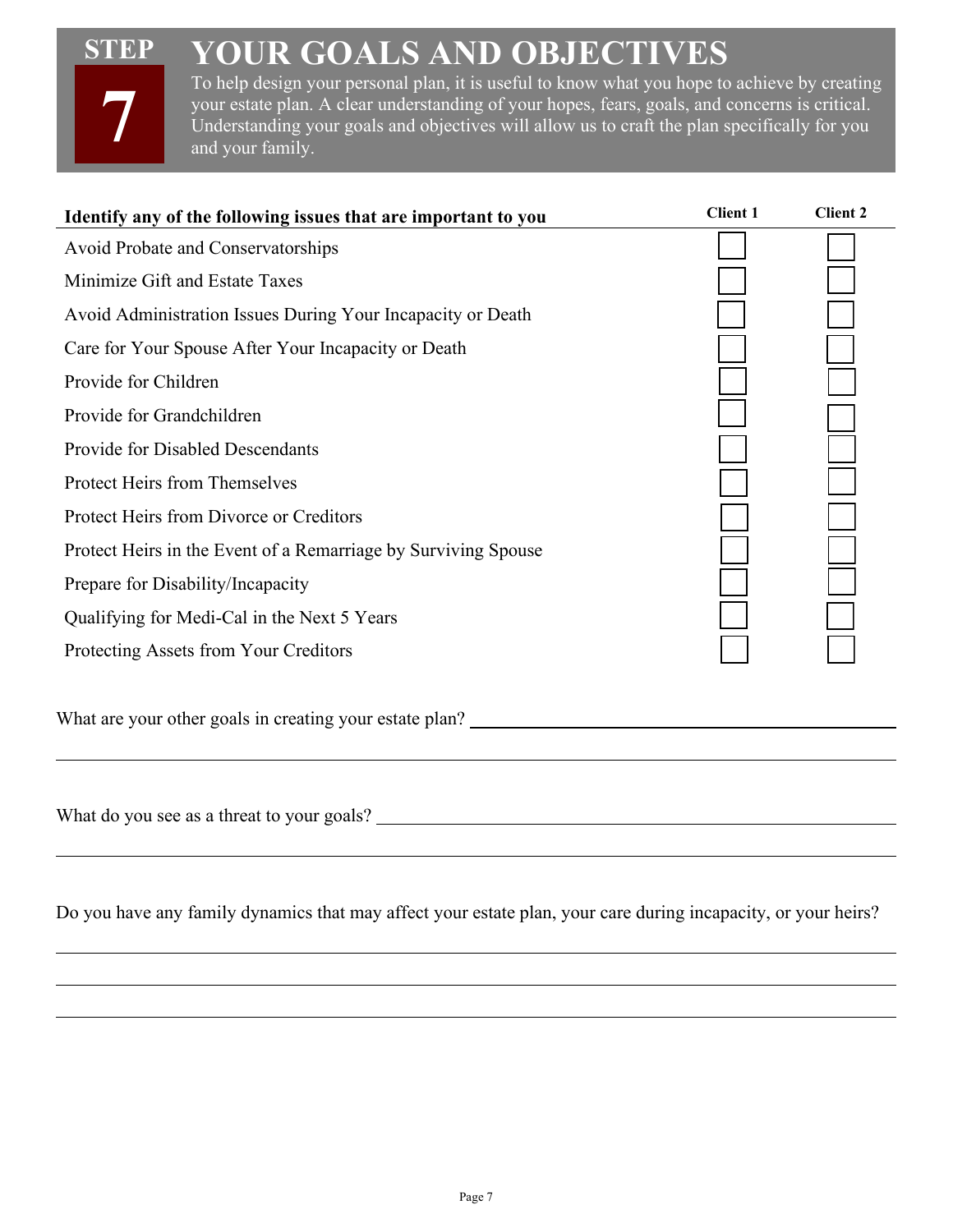# STEP 7 — YOUR GOALS AND OBJECTIVES

To help design your personal plan, it is useful to know what you hope to achieve by creating your estate plan. A clear understanding of your hopes, fears, goals, and concerns is critical. Understanding your goals and objectives will allow us to craft the plan specifically for you and your family.

| Identify any of the following issues that are important to you | Client 1 | Client 2 |
|---|---|---|
| Avoid Probate and Conservatorships | ☐ | ☐ |
| Minimize Gift and Estate Taxes | ☐ | ☐ |
| Avoid Administration Issues During Your Incapacity or Death | ☐ | ☐ |
| Care for Your Spouse After Your Incapacity or Death | ☐ | ☐ |
| Provide for Children | ☐ | ☐ |
| Provide for Grandchildren | ☐ | ☐ |
| Provide for Disabled Descendants | ☐ | ☐ |
| Protect Heirs from Themselves | ☐ | ☐ |
| Protect Heirs from Divorce or Creditors | ☐ | ☐ |
| Protect Heirs in the Event of a Remarriage by Surviving Spouse | ☐ | ☐ |
| Prepare for Disability/Incapacity | ☐ | ☐ |
| Qualifying for Medi-Cal in the Next 5 Years | ☐ | ☐ |
| Protecting Assets from Your Creditors | ☐ | ☐ |

What are your other goals in creating your estate plan? \_\_\_\_\_\_\_\_\_\_\_\_\_\_\_\_\_\_\_\_\_\_\_\_\_\_\_\_\_\_

\_\_\_\_\_\_\_\_\_\_\_\_\_\_\_\_\_\_\_\_\_\_\_\_\_\_\_\_\_\_\_\_\_\_\_\_\_\_\_\_\_\_\_\_\_\_\_\_\_\_\_\_\_\_\_\_

What do you see as a threat to your goals? \_\_\_\_\_\_\_\_\_\_\_\_\_\_\_\_\_\_\_\_\_\_\_\_\_\_\_\_\_\_\_\_\_\_\_\_

\_\_\_\_\_\_\_\_\_\_\_\_\_\_\_\_\_\_\_\_\_\_\_\_\_\_\_\_\_\_\_\_\_\_\_\_\_\_\_\_\_\_\_\_\_\_\_\_\_\_\_\_\_\_\_\_

Do you have any family dynamics that may affect your estate plan, your care during incapacity, or your heirs?

\_\_\_\_\_\_\_\_\_\_\_\_\_\_\_\_\_\_\_\_\_\_\_\_\_\_\_\_\_\_\_\_\_\_\_\_\_\_\_\_\_\_\_\_\_\_\_\_\_\_\_\_\_\_\_\_

\_\_\_\_\_\_\_\_\_\_\_\_\_\_\_\_\_\_\_\_\_\_\_\_\_\_\_\_\_\_\_\_\_\_\_\_\_\_\_\_\_\_\_\_\_\_\_\_\_\_\_\_\_\_\_\_

\_\_\_\_\_\_\_\_\_\_\_\_\_\_\_\_\_\_\_\_\_\_\_\_\_\_\_\_\_\_\_\_\_\_\_\_\_\_\_\_\_\_\_\_\_\_\_\_\_\_\_\_\_\_\_\_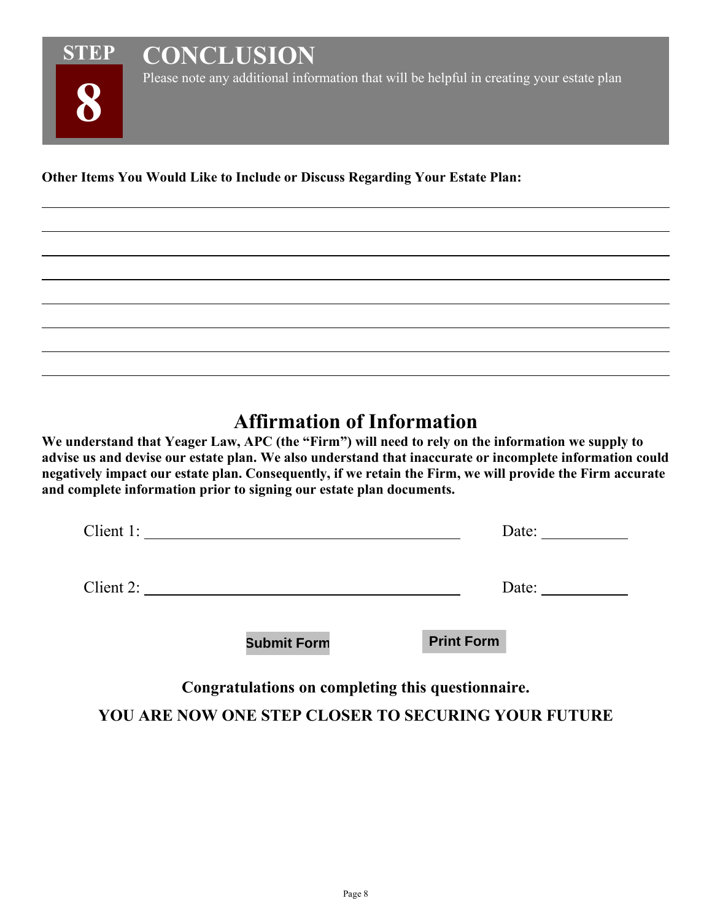# STEP 8 CONCLUSION

Please note any additional information that will be helpful in creating your estate plan

**Other Items You Would Like to Include or Discuss Regarding Your Estate Plan:**

______________________________________________________________________________

______________________________________________________________________________

______________________________________________________________________________

______________________________________________________________________________

______________________________________________________________________________

______________________________________________________________________________

______________________________________________________________________________

______________________________________________________________________________

## Affirmation of Information

**We understand that Yeager Law, APC (the "Firm") will need to rely on the information we supply to advise us and devise our estate plan. We also understand that inaccurate or incomplete information could negatively impact our estate plan. Consequently, if we retain the Firm, we will provide the Firm accurate and complete information prior to signing our estate plan documents.**

Client 1: ________________________________________ Date: ___________

Client 2: ________________________________________ Date: ___________

Submit Form Print Form

**Congratulations on completing this questionnaire.**

**YOU ARE NOW ONE STEP CLOSER TO SECURING YOUR FUTURE**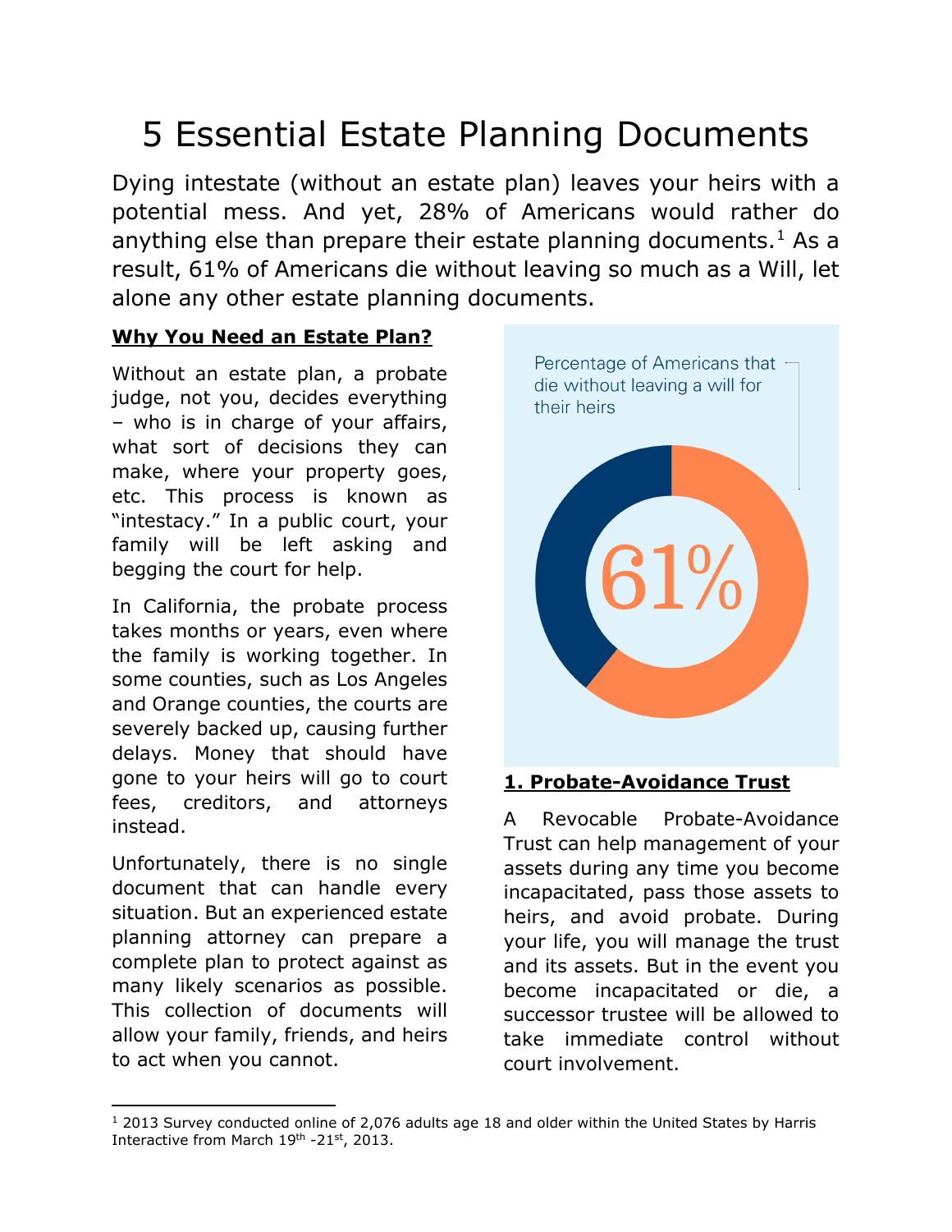# 5 Essential Estate Planning Documents

Dying intestate (without an estate plan) leaves your heirs with a potential mess. And yet, 28% of Americans would rather do anything else than prepare their estate planning documents.[1] As a result, 61% of Americans die without leaving so much as a Will, let alone any other estate planning documents.

**Why You Need an Estate Plan?**

Without an estate plan, a probate judge, not you, decides everything – who is in charge of your affairs, what sort of decisions they can make, where your property goes, etc. This process is known as "intestacy." In a public court, your family will be left asking and begging the court for help.

In California, the probate process takes months or years, even where the family is working together. In some counties, such as Los Angeles and Orange counties, the courts are severely backed up, causing further delays. Money that should have gone to your heirs will go to court fees, creditors, and attorneys instead.

Unfortunately, there is no single document that can handle every situation. But an experienced estate planning attorney can prepare a complete plan to protect against as many likely scenarios as possible. This collection of documents will allow your family, friends, and heirs to act when you cannot.

Percentage of Americans that die without leaving a will for their heirs

61%

**1. Probate-Avoidance Trust**

A Revocable Probate-Avoidance Trust can help management of your assets during any time you become incapacitated, pass those assets to heirs, and avoid probate. During your life, you will manage the trust and its assets. But in the event you become incapacitated or die, a successor trustee will be allowed to take immediate control without court involvement.

---

[1] 2013 Survey conducted online of 2,076 adults age 18 and older within the United States by Harris Interactive from March 19th -21st, 2013.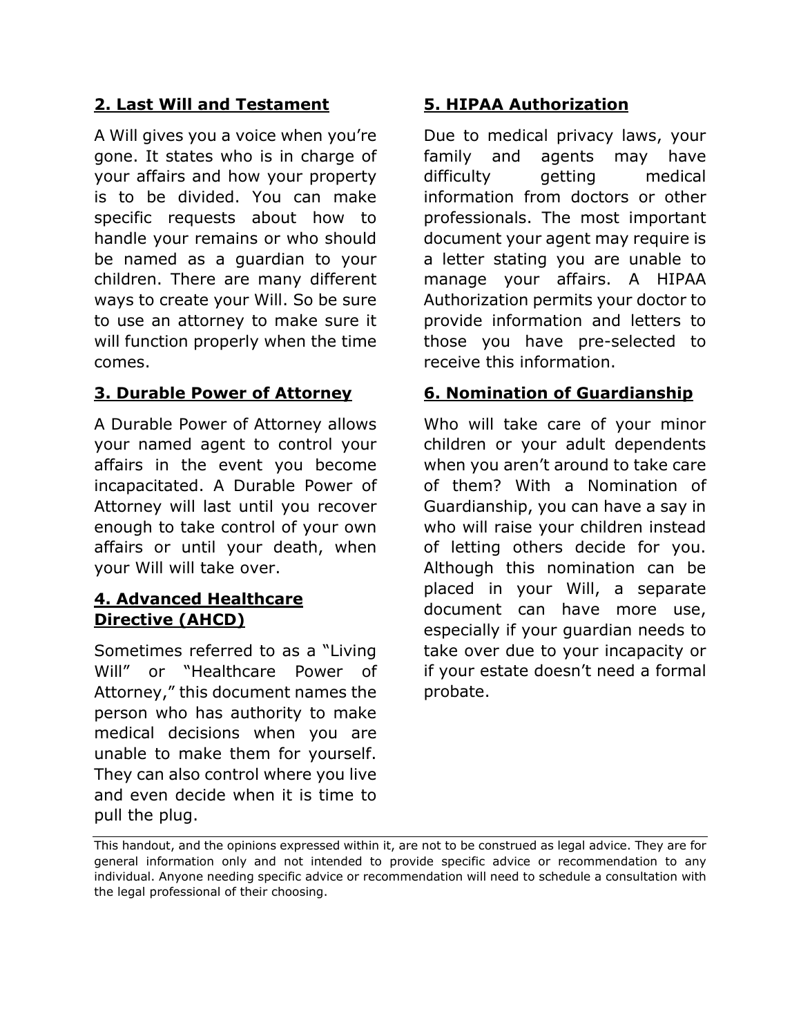## 2. Last Will and Testament

A Will gives you a voice when you're gone. It states who is in charge of your affairs and how your property is to be divided. You can make specific requests about how to handle your remains or who should be named as a guardian to your children. There are many different ways to create your Will. So be sure to use an attorney to make sure it will function properly when the time comes.

## 3. Durable Power of Attorney

A Durable Power of Attorney allows your named agent to control your affairs in the event you become incapacitated. A Durable Power of Attorney will last until you recover enough to take control of your own affairs or until your death, when your Will will take over.

## 4. Advanced Healthcare Directive (AHCD)

Sometimes referred to as a "Living Will" or "Healthcare Power of Attorney," this document names the person who has authority to make medical decisions when you are unable to make them for yourself. They can also control where you live and even decide when it is time to pull the plug.

## 5. HIPAA Authorization

Due to medical privacy laws, your family and agents may have difficulty getting medical information from doctors or other professionals. The most important document your agent may require is a letter stating you are unable to manage your affairs. A HIPAA Authorization permits your doctor to provide information and letters to those you have pre-selected to receive this information.

## 6. Nomination of Guardianship

Who will take care of your minor children or your adult dependents when you aren't around to take care of them? With a Nomination of Guardianship, you can have a say in who will raise your children instead of letting others decide for you. Although this nomination can be placed in your Will, a separate document can have more use, especially if your guardian needs to take over due to your incapacity or if your estate doesn't need a formal probate.

---

This handout, and the opinions expressed within it, are not to be construed as legal advice. They are for general information only and not intended to provide specific advice or recommendation to any individual. Anyone needing specific advice or recommendation will need to schedule a consultation with the legal professional of their choosing.